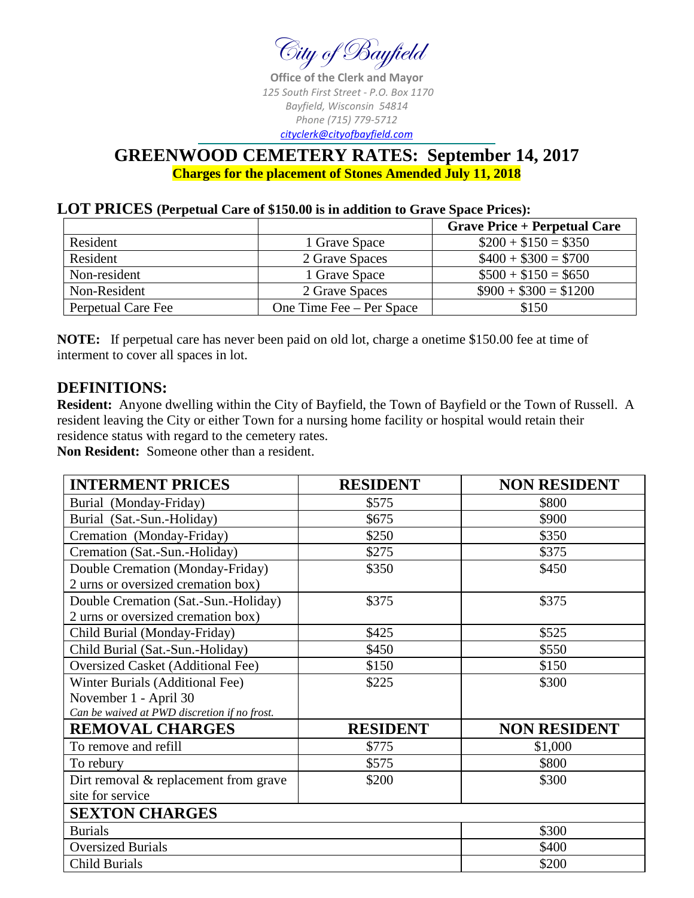City of Bayfield

**Office of the Clerk and Mayor**

*125 South First Street - P.O. Box 1170*
*Bayfield, Wisconsin 54814*
*Phone (715) 779-5712*
*cityclerk@cityofbayfield.com*

# GREENWOOD CEMETERY RATES: September 14, 2017

**Charges for the placement of Stones Amended July 11, 2018**

## LOT PRICES (Perpetual Care of $150.00 is in addition to Grave Space Prices):

| | | **Grave Price + Perpetual Care** |
|---|---|---|
| Resident | 1 Grave Space | $200 + $150 = $350 |
| Resident | 2 Grave Spaces | $400 + $300 = $700 |
| Non-resident | 1 Grave Space | $500 + $150 = $650 |
| Non-Resident | 2 Grave Spaces | $900 + $300 = $1200 |
| Perpetual Care Fee | One Time Fee – Per Space | $150 |

**NOTE:** If perpetual care has never been paid on old lot, charge a onetime $150.00 fee at time of interment to cover all spaces in lot.

## DEFINITIONS:

**Resident:** Anyone dwelling within the City of Bayfield, the Town of Bayfield or the Town of Russell. A resident leaving the City or either Town for a nursing home facility or hospital would retain their residence status with regard to the cemetery rates.

**Non Resident:** Someone other than a resident.

| INTERMENT PRICES | RESIDENT | NON RESIDENT |
|---|---|---|
| Burial (Monday-Friday) | $575 | $800 |
| Burial (Sat.-Sun.-Holiday) | $675 | $900 |
| Cremation (Monday-Friday) | $250 | $350 |
| Cremation (Sat.-Sun.-Holiday) | $275 | $375 |
| Double Cremation (Monday-Friday) 2 urns or oversized cremation box) | $350 | $450 |
| Double Cremation (Sat.-Sun.-Holiday) 2 urns or oversized cremation box) | $375 | $375 |
| Child Burial (Monday-Friday) | $425 | $525 |
| Child Burial (Sat.-Sun.-Holiday) | $450 | $550 |
| Oversized Casket (Additional Fee) | $150 | $150 |
| Winter Burials (Additional Fee) November 1 - April 30 *Can be waived at PWD discretion if no frost.* | $225 | $300 |
| **REMOVAL CHARGES** | **RESIDENT** | **NON RESIDENT** |
| To remove and refill | $775 | $1,000 |
| To rebury | $575 | $800 |
| Dirt removal & replacement from grave site for service | $200 | $300 |
| **SEXTON CHARGES** | | |
| Burials | | $300 |
| Oversized Burials | | $400 |
| Child Burials | | $200 |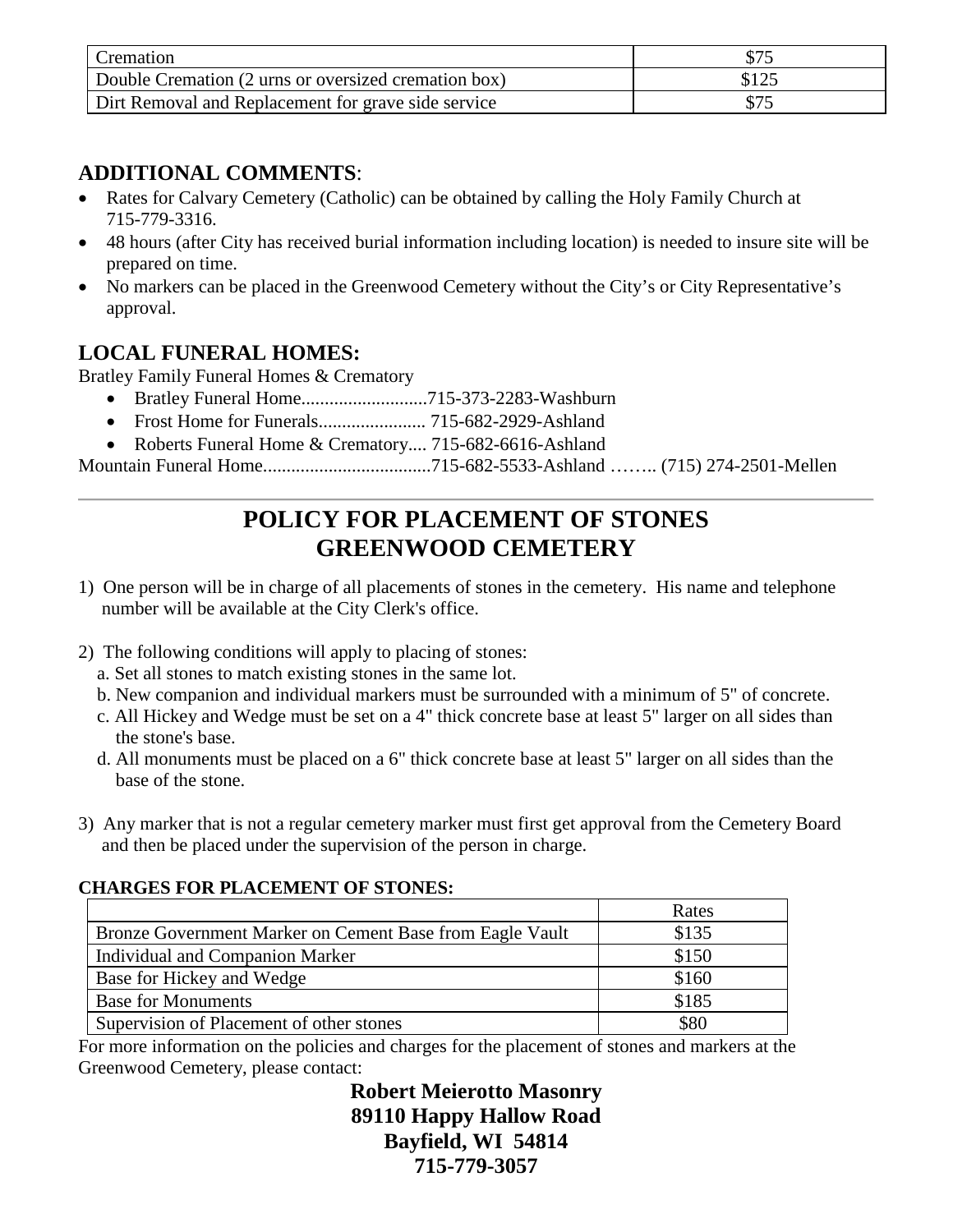| | |
|---|---|
| Cremation | $75 |
| Double Cremation (2 urns or oversized cremation box) | $125 |
| Dirt Removal and Replacement for grave side service | $75 |

## ADDITIONAL COMMENTS:

- Rates for Calvary Cemetery (Catholic) can be obtained by calling the Holy Family Church at 715-779-3316.
- 48 hours (after City has received burial information including location) is needed to insure site will be prepared on time.
- No markers can be placed in the Greenwood Cemetery without the City's or City Representative's approval.

## LOCAL FUNERAL HOMES:

Bratley Family Funeral Homes & Crematory

- Bratley Funeral Home...........................715-373-2283-Washburn
- Frost Home for Funerals....................... 715-682-2929-Ashland
- Roberts Funeral Home & Crematory.... 715-682-6616-Ashland

Mountain Funeral Home....................................715-682-5533-Ashland …….. (715) 274-2501-Mellen

---

# POLICY FOR PLACEMENT OF STONES
# GREENWOOD CEMETERY

1) One person will be in charge of all placements of stones in the cemetery. His name and telephone number will be available at the City Clerk's office.

2) The following conditions will apply to placing of stones:
   a. Set all stones to match existing stones in the same lot.
   b. New companion and individual markers must be surrounded with a minimum of 5" of concrete.
   c. All Hickey and Wedge must be set on a 4" thick concrete base at least 5" larger on all sides than the stone's base.
   d. All monuments must be placed on a 6" thick concrete base at least 5" larger on all sides than the base of the stone.

3) Any marker that is not a regular cemetery marker must first get approval from the Cemetery Board and then be placed under the supervision of the person in charge.

**CHARGES FOR PLACEMENT OF STONES:**

| | Rates |
|---|---|
| Bronze Government Marker on Cement Base from Eagle Vault | $135 |
| Individual and Companion Marker | $150 |
| Base for Hickey and Wedge | $160 |
| Base for Monuments | $185 |
| Supervision of Placement of other stones | $80 |

For more information on the policies and charges for the placement of stones and markers at the Greenwood Cemetery, please contact:

**Robert Meierotto Masonry**
**89110 Happy Hallow Road**
**Bayfield, WI 54814**
**715-779-3057**